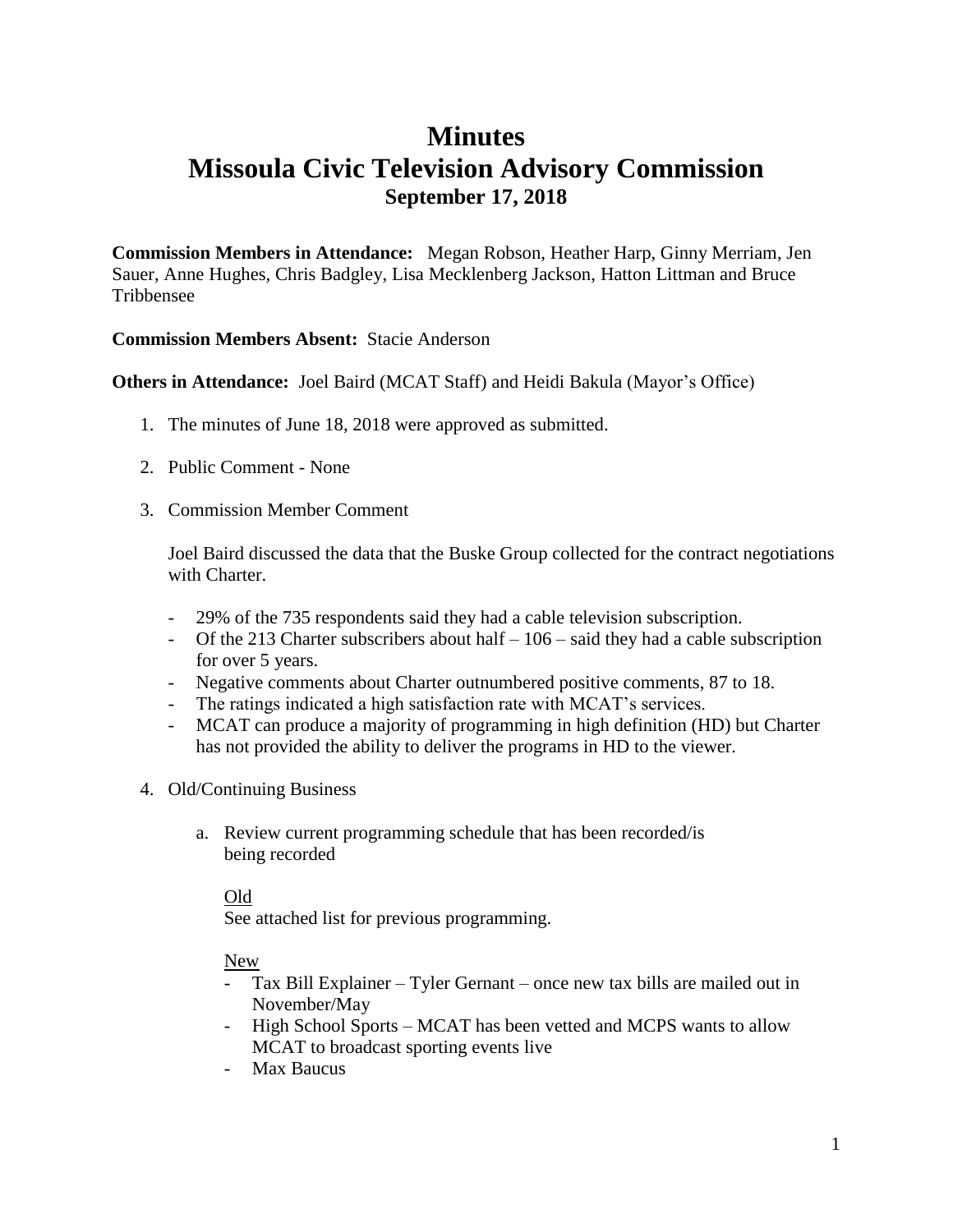# Minutes
# Missoula Civic Television Advisory Commission
### September 17, 2018

**Commission Members in Attendance:** Megan Robson, Heather Harp, Ginny Merriam, Jen Sauer, Anne Hughes, Chris Badgley, Lisa Mecklenberg Jackson, Hatton Littman and Bruce Tribbensee

**Commission Members Absent:** Stacie Anderson

**Others in Attendance:** Joel Baird (MCAT Staff) and Heidi Bakula (Mayor's Office)

1. The minutes of June 18, 2018 were approved as submitted.

2. Public Comment - None

3. Commission Member Comment

   Joel Baird discussed the data that the Buske Group collected for the contract negotiations with Charter.

   - 29% of the 735 respondents said they had a cable television subscription.
   - Of the 213 Charter subscribers about half – 106 – said they had a cable subscription for over 5 years.
   - Negative comments about Charter outnumbered positive comments, 87 to 18.
   - The ratings indicated a high satisfaction rate with MCAT's services.
   - MCAT can produce a majority of programming in high definition (HD) but Charter has not provided the ability to deliver the programs in HD to the viewer.

4. Old/Continuing Business

   a. Review current programming schedule that has been recorded/is being recorded

      Old

      See attached list for previous programming.

      New

      - Tax Bill Explainer – Tyler Gernant – once new tax bills are mailed out in November/May
      - High School Sports – MCAT has been vetted and MCPS wants to allow MCAT to broadcast sporting events live
      - Max Baucus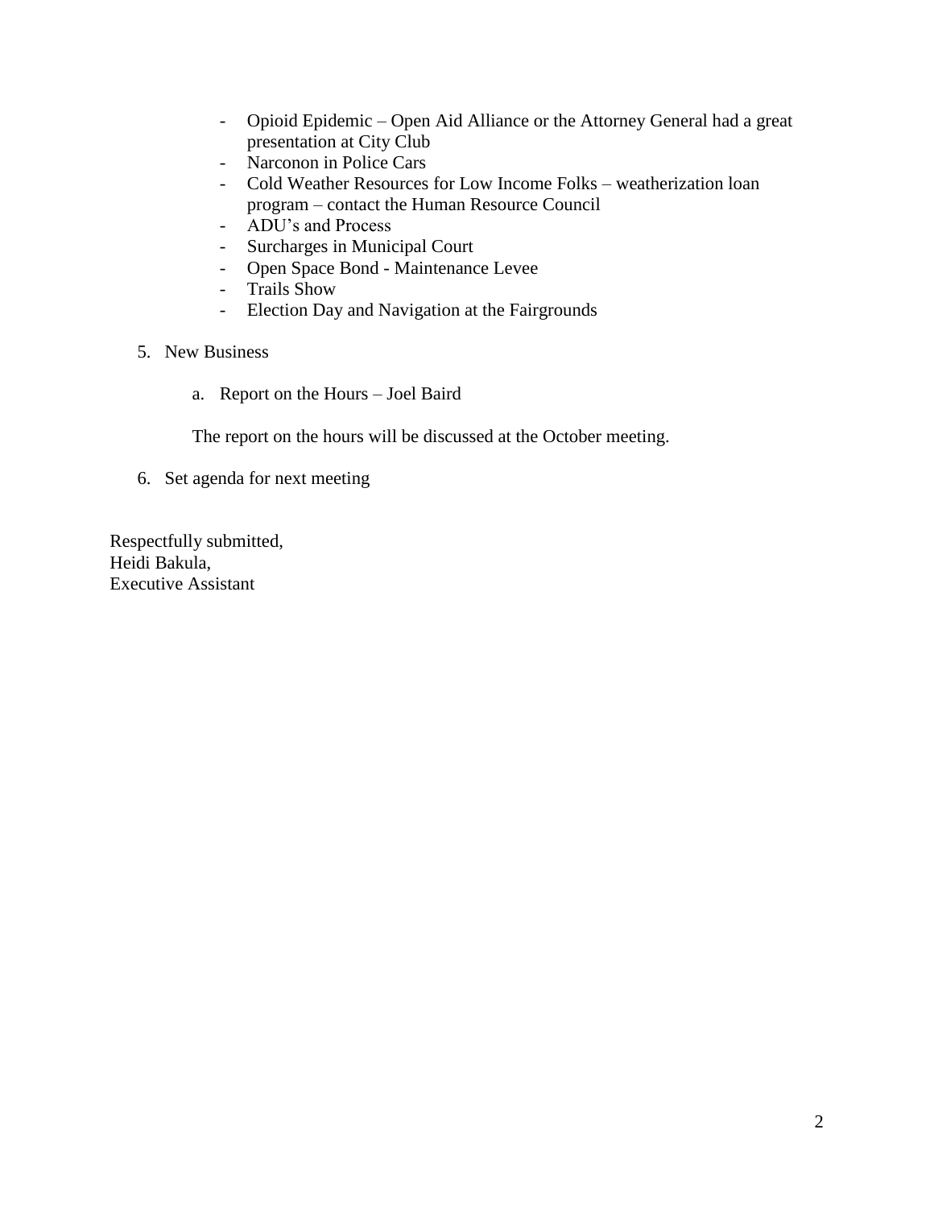- Opioid Epidemic – Open Aid Alliance or the Attorney General had a great presentation at City Club
- Narconon in Police Cars
- Cold Weather Resources for Low Income Folks – weatherization loan program – contact the Human Resource Council
- ADU's and Process
- Surcharges in Municipal Court
- Open Space Bond - Maintenance Levee
- Trails Show
- Election Day and Navigation at the Fairgrounds

5. New Business

   a. Report on the Hours – Joel Baird

   The report on the hours will be discussed at the October meeting.

6. Set agenda for next meeting

Respectfully submitted,
Heidi Bakula,
Executive Assistant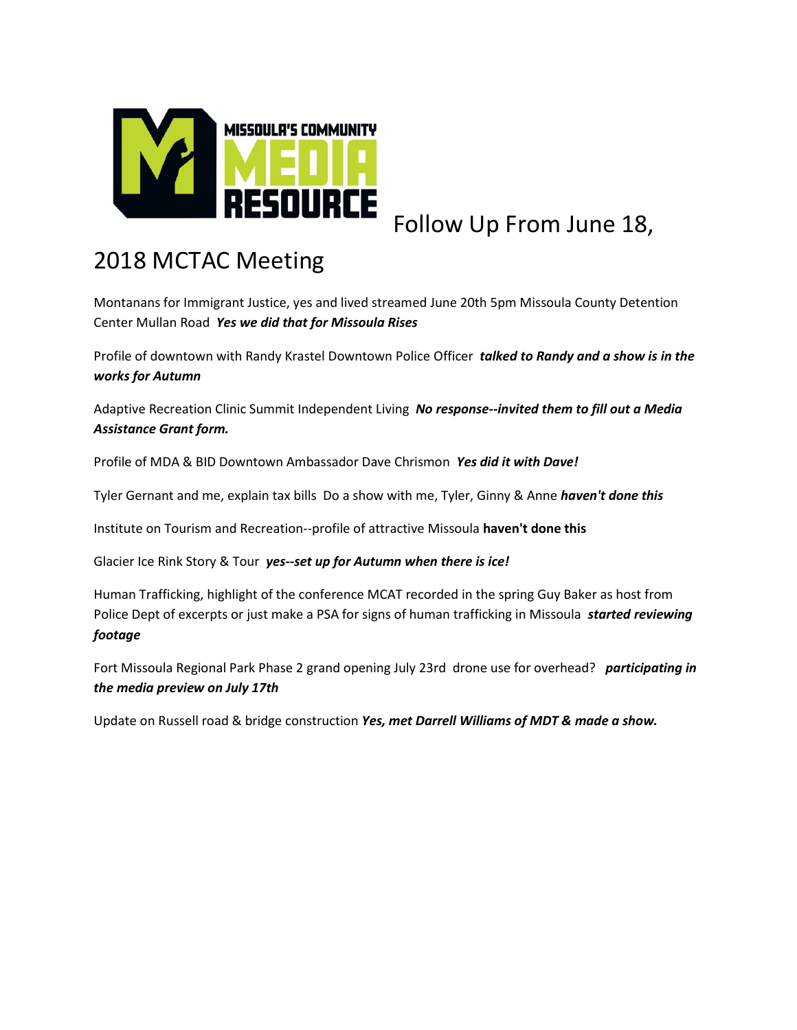MISSOULA'S COMMUNITY MEDIA RESOURCE

# Follow Up From June 18, 2018 MCTAC Meeting

Montanans for Immigrant Justice, yes and lived streamed June 20th 5pm Missoula County Detention Center Mullan Road ***Yes we did that for Missoula Rises***

Profile of downtown with Randy Krastel Downtown Police Officer ***talked to Randy and a show is in the works for Autumn***

Adaptive Recreation Clinic Summit Independent Living ***No response--invited them to fill out a Media Assistance Grant form.***

Profile of MDA & BID Downtown Ambassador Dave Chrismon ***Yes did it with Dave!***

Tyler Gernant and me, explain tax bills Do a show with me, Tyler, Ginny & Anne ***haven't done this***

Institute on Tourism and Recreation--profile of attractive Missoula **haven't done this**

Glacier Ice Rink Story & Tour ***yes--set up for Autumn when there is ice!***

Human Trafficking, highlight of the conference MCAT recorded in the spring Guy Baker as host from Police Dept of excerpts or just make a PSA for signs of human trafficking in Missoula ***started reviewing footage***

Fort Missoula Regional Park Phase 2 grand opening July 23rd drone use for overhead? ***participating in the media preview on July 17th***

Update on Russell road & bridge construction ***Yes, met Darrell Williams of MDT & made a show.***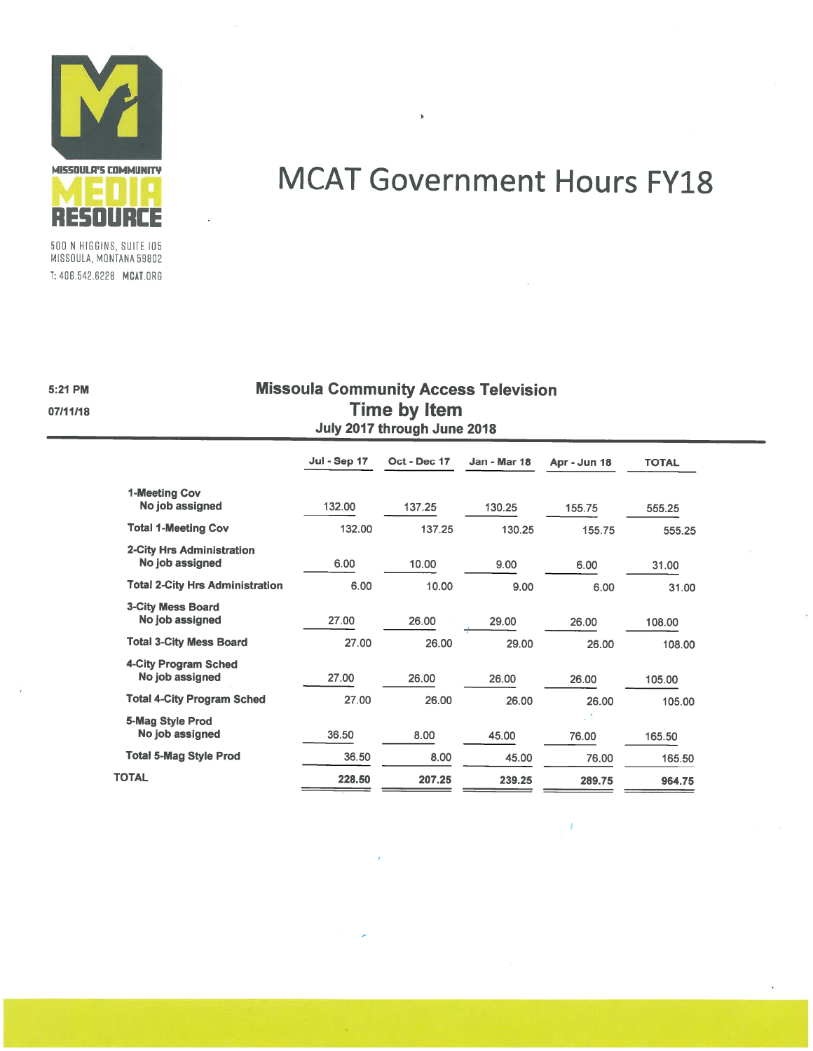MISSOULA'S COMMUNITY
MEDIA
RESOURCE

500 N HIGGINS, SUITE 105
MISSOULA, MONTANA 59802
T: 406.542.6228 MCAT.ORG

# MCAT Government Hours FY18

5:21 PM

07/11/18

## Missoula Community Access Television
## Time by Item
### July 2017 through June 2018

| | Jul - Sep 17 | Oct - Dec 17 | Jan - Mar 18 | Apr - Jun 18 | TOTAL |
|---|---|---|---|---|---|
| **1-Meeting Cov** | | | | | |
| **No job assigned** | 132.00 | 137.25 | 130.25 | 155.75 | 555.25 |
| **Total 1-Meeting Cov** | 132.00 | 137.25 | 130.25 | 155.75 | 555.25 |
| **2-City Hrs Administration** | | | | | |
| **No job assigned** | 6.00 | 10.00 | 9.00 | 6.00 | 31.00 |
| **Total 2-City Hrs Administration** | 6.00 | 10.00 | 9.00 | 6.00 | 31.00 |
| **3-City Mess Board** | | | | | |
| **No job assigned** | 27.00 | 26.00 | 29.00 | 26.00 | 108.00 |
| **Total 3-City Mess Board** | 27.00 | 26.00 | 29.00 | 26.00 | 108.00 |
| **4-City Program Sched** | | | | | |
| **No job assigned** | 27.00 | 26.00 | 26.00 | 26.00 | 105.00 |
| **Total 4-City Program Sched** | 27.00 | 26.00 | 26.00 | 26.00 | 105.00 |
| **5-Mag Style Prod** | | | | | |
| **No job assigned** | 36.50 | 8.00 | 45.00 | 76.00 | 165.50 |
| **Total 5-Mag Style Prod** | 36.50 | 8.00 | 45.00 | 76.00 | 165.50 |
| **TOTAL** | **228.50** | **207.25** | **239.25** | **289.75** | **964.75** |